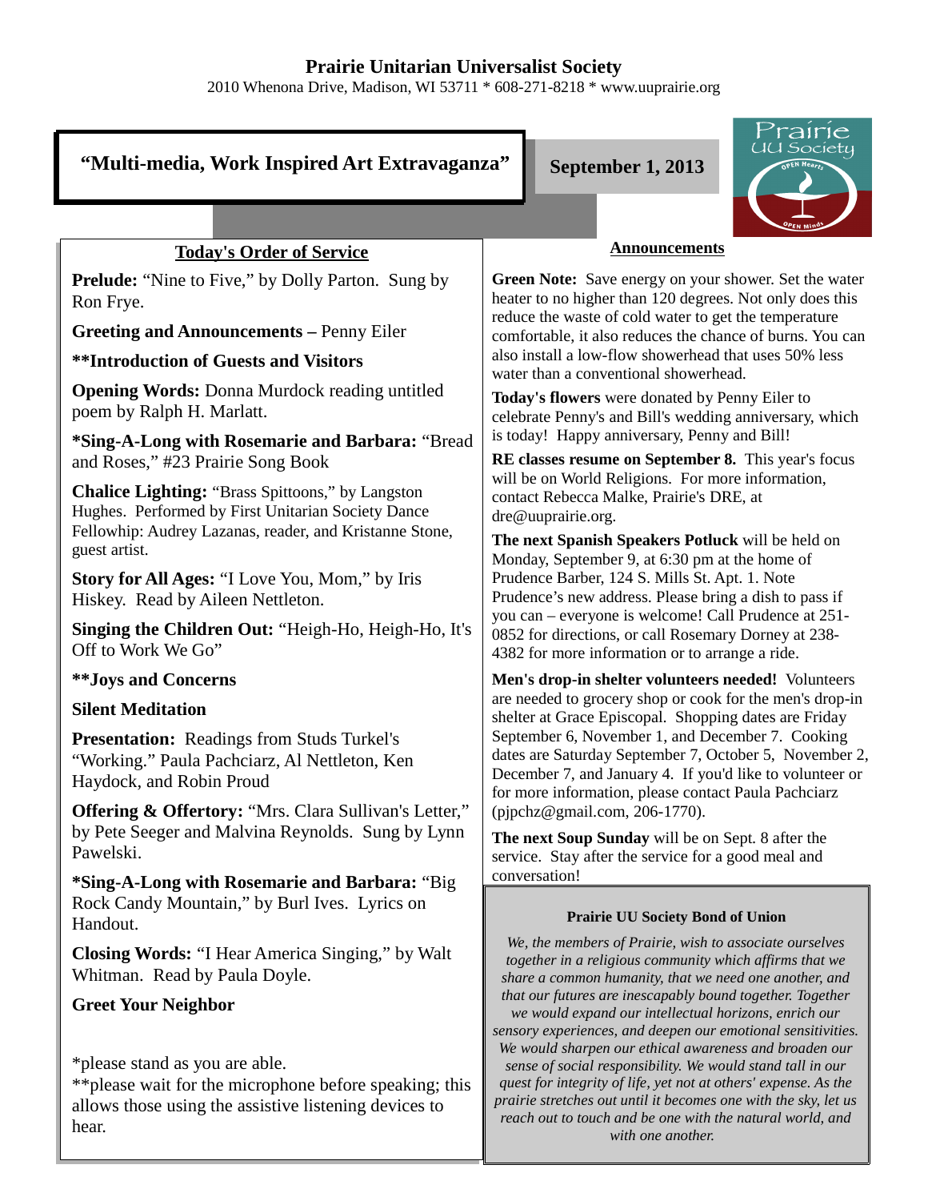# Prairie Unitarian Universalist Society

2010 Whenona Drive, Madison, WI 53711 * 608-271-8218 * www.uuprairie.org

## "Multi-media, Work Inspired Art Extravaganza"

**September 1, 2013**

### Today's Order of Service

**Prelude:** "Nine to Five," by Dolly Parton. Sung by Ron Frye.

**Greeting and Announcements –** Penny Eiler

****Introduction of Guests and Visitors**

**Opening Words:** Donna Murdock reading untitled poem by Ralph H. Marlatt.

***Sing-A-Long with Rosemarie and Barbara:** "Bread and Roses," #23 Prairie Song Book

**Chalice Lighting:** "Brass Spittoons," by Langston Hughes. Performed by First Unitarian Society Dance Fellowip: Audrey Lazanas, reader, and Kristanne Stone, guest artist.

**Story for All Ages:** "I Love You, Mom," by Iris Hiskey. Read by Aileen Nettleton.

**Singing the Children Out:** "Heigh-Ho, Heigh-Ho, It's Off to Work We Go"

****Joys and Concerns**

**Silent Meditation**

**Presentation:** Readings from Studs Turkel's "Working." Paula Pachciarz, Al Nettleton, Ken Haydock, and Robin Proud

**Offering & Offertory:** "Mrs. Clara Sullivan's Letter," by Pete Seeger and Malvina Reynolds. Sung by Lynn Pawelski.

***Sing-A-Long with Rosemarie and Barbara:** "Big Rock Candy Mountain," by Burl Ives. Lyrics on Handout.

**Closing Words:** "I Hear America Singing," by Walt Whitman. Read by Paula Doyle.

**Greet Your Neighbor**

*please stand as you are able.
**please wait for the microphone before speaking; this allows those using the assistive listening devices to hear.

### Announcements

**Green Note:** Save energy on your shower. Set the water heater to no higher than 120 degrees. Not only does this reduce the waste of cold water to get the temperature comfortable, it also reduces the chance of burns. You can also install a low-flow showerhead that uses 50% less water than a conventional showerhead.

**Today's flowers** were donated by Penny Eiler to celebrate Penny's and Bill's wedding anniversary, which is today! Happy anniversary, Penny and Bill!

**RE classes resume on September 8.** This year's focus will be on World Religions. For more information, contact Rebecca Malke, Prairie's DRE, at dre@uuprairie.org.

**The next Spanish Speakers Potluck** will be held on Monday, September 9, at 6:30 pm at the home of Prudence Barber, 124 S. Mills St. Apt. 1. Note Prudence's new address. Please bring a dish to pass if you can – everyone is welcome! Call Prudence at 251-0852 for directions, or call Rosemary Dorney at 238-4382 for more information or to arrange a ride.

**Men's drop-in shelter volunteers needed!** Volunteers are needed to grocery shop or cook for the men's drop-in shelter at Grace Episcopal. Shopping dates are Friday September 6, November 1, and December 7. Cooking dates are Saturday September 7, October 5, November 2, December 7, and January 4. If you'd like to volunteer or for more information, please contact Paula Pachciarz (pjpchz@gmail.com, 206-1770).

**The next Soup Sunday** will be on Sept. 8 after the service. Stay after the service for a good meal and conversation!

**Prairie UU Society Bond of Union**

*We, the members of Prairie, wish to associate ourselves together in a religious community which affirms that we share a common humanity, that we need one another, and that our futures are inescapably bound together. Together we would expand our intellectual horizons, enrich our sensory experiences, and deepen our emotional sensitivities. We would sharpen our ethical awareness and broaden our sense of social responsibility. We would stand tall in our quest for integrity of life, yet not at others' expense. As the prairie stretches out until it becomes one with the sky, let us reach out to touch and be one with the natural world, and with one another.*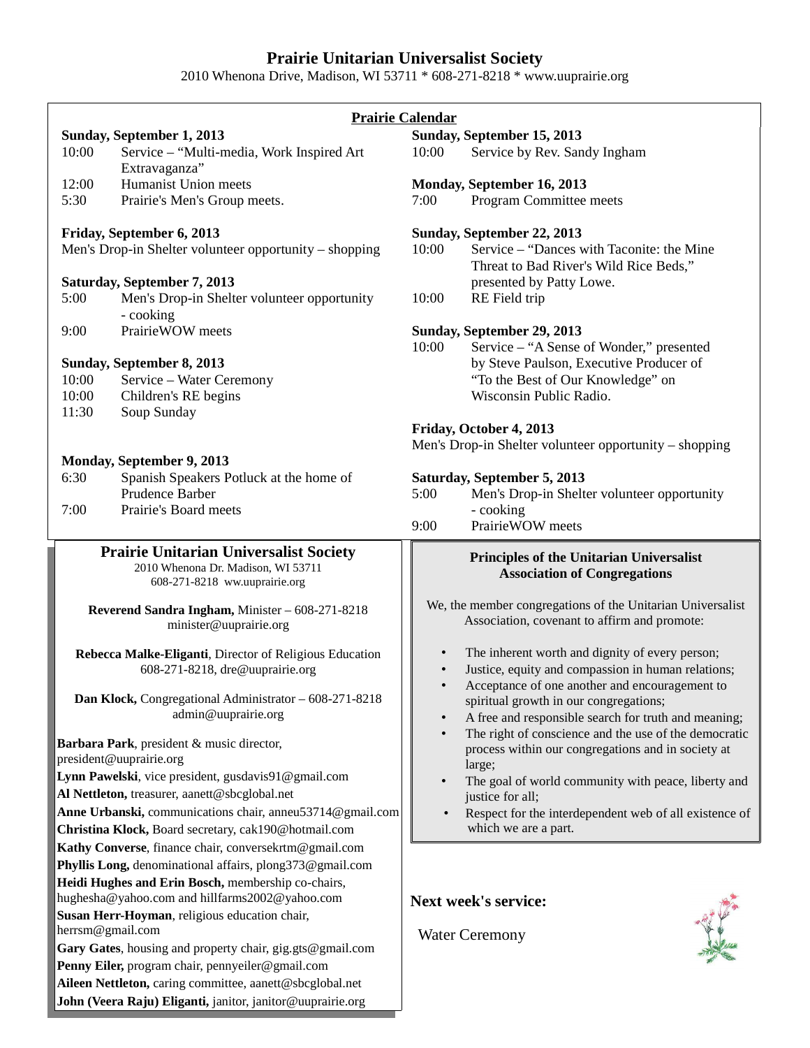# Prairie Unitarian Universalist Society

2010 Whenona Drive, Madison, WI 53711 * 608-271-8218 * www.uuprairie.org

## Prairie Calendar

**Sunday, September 1, 2013**

10:00 Service – "Multi-media, Work Inspired Art Extravaganza"
12:00 Humanist Union meets
5:30 Prairie's Men's Group meets.

**Friday, September 6, 2013**

Men's Drop-in Shelter volunteer opportunity – shopping

**Saturday, September 7, 2013**

5:00 Men's Drop-in Shelter volunteer opportunity - cooking
9:00 PrairieWOW meets

**Sunday, September 8, 2013**

10:00 Service – Water Ceremony
10:00 Children's RE begins
11:30 Soup Sunday

**Monday, September 9, 2013**

6:30 Spanish Speakers Potluck at the home of Prudence Barber
7:00 Prairie's Board meets

**Sunday, September 15, 2013**

10:00 Service by Rev. Sandy Ingham

**Monday, September 16, 2013**

7:00 Program Committee meets

**Sunday, September 22, 2013**

10:00 Service – "Dances with Taconite: the Mine Threat to Bad River's Wild Rice Beds," presented by Patty Lowe.
10:00 RE Field trip

**Sunday, September 29, 2013**

10:00 Service – "A Sense of Wonder," presented by Steve Paulson, Executive Producer of "To the Best of Our Knowledge" on Wisconsin Public Radio.

**Friday, October 4, 2013**

Men's Drop-in Shelter volunteer opportunity – shopping

**Saturday, September 5, 2013**

5:00 Men's Drop-in Shelter volunteer opportunity - cooking
9:00 PrairieWOW meets

## Prairie Unitarian Universalist Society

2010 Whenona Dr. Madison, WI 53711
608-271-8218 ww.uuprairie.org

**Reverend Sandra Ingham,** Minister – 608-271-8218
minister@uuprairie.org

**Rebecca Malke-Eliganti**, Director of Religious Education
608-271-8218, dre@uuprairie.org

**Dan Klock,** Congregational Administrator – 608-271-8218
admin@uuprairie.org

**Barbara Park**, president & music director, president@uuprairie.org
**Lynn Pawelski**, vice president, gusdavis91@gmail.com
**Al Nettleton,** treasurer, aanett@sbcglobal.net
**Anne Urbanski,** communications chair, anneu53714@gmail.com
**Christina Klock,** Board secretary, cak190@hotmail.com
**Kathy Converse**, finance chair, conversekrtm@gmail.com
**Phyllis Long,** denominational affairs, plong373@gmail.com
**Heidi Hughes and Erin Bosch,** membership co-chairs, hughesha@yahoo.com and hillfarms2002@yahoo.com
**Susan Herr-Hoyman**, religious education chair, herrsm@gmail.com
**Gary Gates**, housing and property chair, gig.gts@gmail.com
**Penny Eiler,** program chair, pennyeiler@gmail.com
**Aileen Nettleton,** caring committee, aanett@sbcglobal.net
**John (Veera Raju) Eliganti,** janitor, janitor@uuprairie.org

## Principles of the Unitarian Universalist Association of Congregations

We, the member congregations of the Unitarian Universalist Association, covenant to affirm and promote:

- The inherent worth and dignity of every person;
- Justice, equity and compassion in human relations;
- Acceptance of one another and encouragement to spiritual growth in our congregations;
- A free and responsible search for truth and meaning;
- The right of conscience and the use of the democratic process within our congregations and in society at large;
- The goal of world community with peace, liberty and justice for all;
- Respect for the interdependent web of all existence of which we are a part.

**Next week's service:**

Water Ceremony